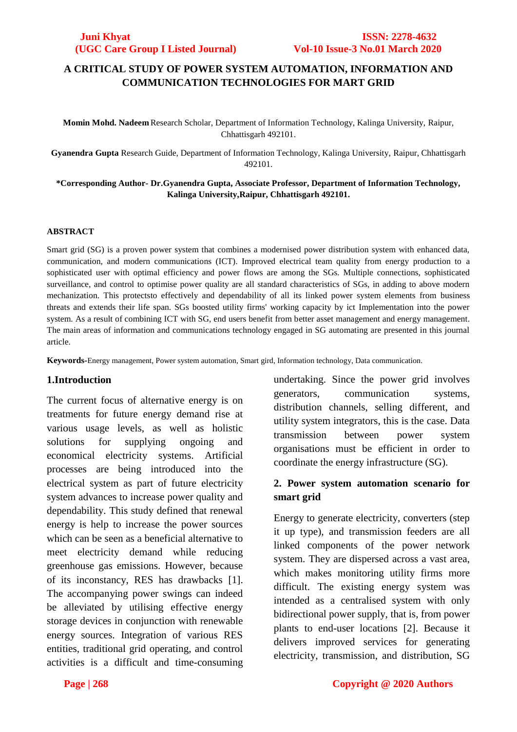# A CRITICAL STUDY OF POWER SYSTEM AUTOMATION, INFORMATION AND COMMUNICATION TECHNOLOGIES FOR MART GRID

**Momin Mohd. Nadeem** Research Scholar, Department of Information Technology, Kalinga University, Raipur, Chhattisgarh 492101.

**Gyanendra Gupta** Research Guide, Department of Information Technology, Kalinga University, Raipur, Chhattisgarh 492101.

**\*Corresponding Author- Dr.Gyanendra Gupta, Associate Professor, Department of Information Technology, Kalinga University,Raipur, Chhattisgarh 492101.**

## ABSTRACT

Smart grid (SG) is a proven power system that combines a modernised power distribution system with enhanced data, communication, and modern communications (ICT). Improved electrical team quality from energy production to a sophisticated user with optimal efficiency and power flows are among the SGs. Multiple connections, sophisticated surveillance, and control to optimise power quality are all standard characteristics of SGs, in adding to above modern mechanization. This protectsto effectively and dependability of all its linked power system elements from business threats and extends their life span. SGs boosted utility firms' working capacity by ict Implementation into the power system. As a result of combining ICT with SG, end users benefit from better asset management and energy management. The main areas of information and communications technology engaged in SG automating are presented in this journal article.

**Keywords-**Energy management, Power system automation, Smart gird, Information technology, Data communication.

## 1.Introduction

The current focus of alternative energy is on treatments for future energy demand rise at various usage levels, as well as holistic solutions for supplying ongoing and economical electricity systems. Artificial processes are being introduced into the electrical system as part of future electricity system advances to increase power quality and dependability. This study defined that renewal energy is help to increase the power sources which can be seen as a beneficial alternative to meet electricity demand while reducing greenhouse gas emissions. However, because of its inconstancy, RES has drawbacks [1]. The accompanying power swings can indeed be alleviated by utilising effective energy storage devices in conjunction with renewable energy sources. Integration of various RES entities, traditional grid operating, and control activities is a difficult and time-consuming undertaking. Since the power grid involves generators, communication systems, distribution channels, selling different, and utility system integrators, this is the case. Data transmission between power system organisations must be efficient in order to coordinate the energy infrastructure (SG).

## 2. Power system automation scenario for smart grid

Energy to generate electricity, converters (step it up type), and transmission feeders are all linked components of the power network system. They are dispersed across a vast area, which makes monitoring utility firms more difficult. The existing energy system was intended as a centralised system with only bidirectional power supply, that is, from power plants to end-user locations [2]. Because it delivers improved services for generating electricity, transmission, and distribution, SG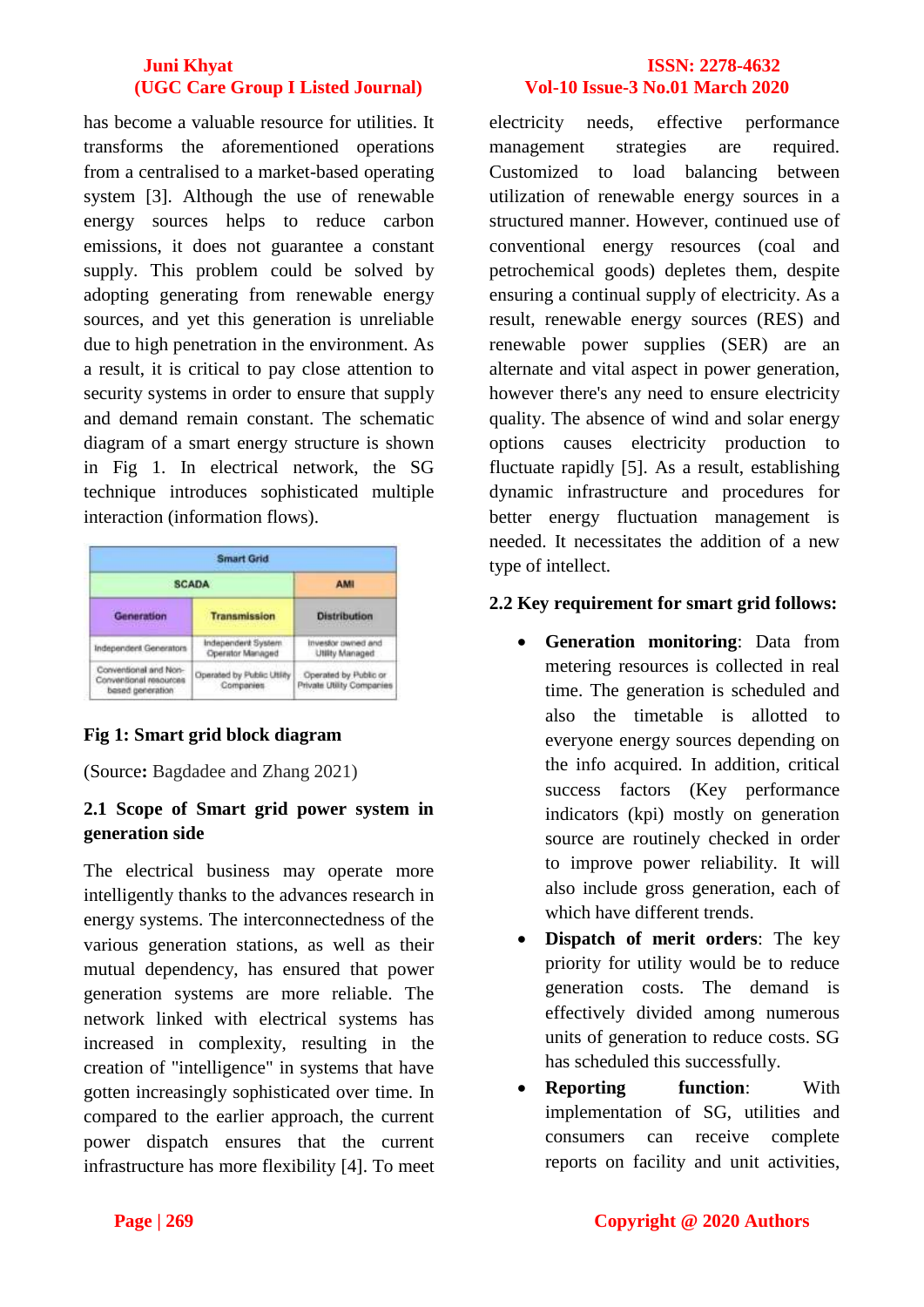has become a valuable resource for utilities. It transforms the aforementioned operations from a centralised to a market-based operating system [3]. Although the use of renewable energy sources helps to reduce carbon emissions, it does not guarantee a constant supply. This problem could be solved by adopting generating from renewable energy sources, and yet this generation is unreliable due to high penetration in the environment. As a result, it is critical to pay close attention to security systems in order to ensure that supply and demand remain constant. The schematic diagram of a smart energy structure is shown in Fig 1. In electrical network, the SG technique introduces sophisticated multiple interaction (information flows).

| Smart Grid | | |
|---|---|---|
| SCADA | | AMI |
| Generation | Transmission | Distribution |
| Independent Generators | Independent System Operator Managed | Investor owned and Utility Managed |
| Conventional and Non-Conventional resources based generation | Operated by Public Utility Companies | Operated by Public or Private Utility Companies |

**Fig 1: Smart grid block diagram**

(**Source:** Bagdadee and Zhang 2021)

### 2.1 Scope of Smart grid power system in generation side

The electrical business may operate more intelligently thanks to the advances research in energy systems. The interconnectedness of the various generation stations, as well as their mutual dependency, has ensured that power generation systems are more reliable. The network linked with electrical systems has increased in complexity, resulting in the creation of "intelligence" in systems that have gotten increasingly sophisticated over time. In compared to the earlier approach, the current power dispatch ensures that the current infrastructure has more flexibility [4]. To meet electricity needs, effective performance management strategies are required. Customized to load balancing between utilization of renewable energy sources in a structured manner. However, continued use of conventional energy resources (coal and petrochemical goods) depletes them, despite ensuring a continual supply of electricity. As a result, renewable energy sources (RES) and renewable power supplies (SER) are an alternate and vital aspect in power generation, however there's any need to ensure electricity quality. The absence of wind and solar energy options causes electricity production to fluctuate rapidly [5]. As a result, establishing dynamic infrastructure and procedures for better energy fluctuation management is needed. It necessitates the addition of a new type of intellect.

### 2.2 Key requirement for smart grid follows:

- **Generation monitoring**: Data from metering resources is collected in real time. The generation is scheduled and also the timetable is allotted to everyone energy sources depending on the info acquired. In addition, critical success factors (Key performance indicators (kpi) mostly on generation source are routinely checked in order to improve power reliability. It will also include gross generation, each of which have different trends.
- **Dispatch of merit orders**: The key priority for utility would be to reduce generation costs. The demand is effectively divided among numerous units of generation to reduce costs. SG has scheduled this successfully.
- **Reporting function**: With implementation of SG, utilities and consumers can receive complete reports on facility and unit activities,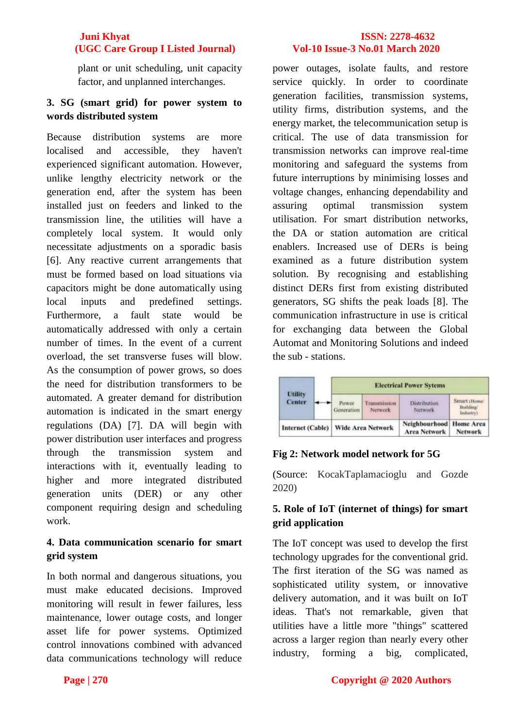plant or unit scheduling, unit capacity factor, and unplanned interchanges.

## 3. SG (smart grid) for power system towards distributed system

Because distribution systems are more localised and accessible, they haven't experienced significant automation. However, unlike lengthy electricity network or the generation end, after the system has been installed just on feeders and linked to the transmission line, the utilities will have a completely local system. It would only necessitate adjustments on a sporadic basis [6]. Any reactive current arrangements that must be formed based on load situations via capacitors might be done automatically using local inputs and predefined settings. Furthermore, a fault state would be automatically addressed with only a certain number of times. In the event of a current overload, the set transverse fuses will blow. As the consumption of power grows, so does the need for distribution transformers to be automated. A greater demand for distribution automation is indicated in the smart energy regulations (DA) [7]. DA will begin with power distribution user interfaces and progress through the transmission system and interactions with it, eventually leading to higher and more integrated distributed generation units (DER) or any other component requiring design and scheduling work.

## 4. Data communication scenario for smart grid system

In both normal and dangerous situations, you must make educated decisions. Improved monitoring will result in fewer failures, less maintenance, lower outage costs, and longer asset life for power systems. Optimized control innovations combined with advanced data communications technology will reduce power outages, isolate faults, and restore service quickly. In order to coordinate generation facilities, transmission systems, utility firms, distribution systems, and the energy market, the telecommunication setup is critical. The use of data transmission for transmission networks can improve real-time monitoring and safeguard the systems from future interruptions by minimising losses and voltage changes, enhancing dependability and assuring optimal transmission system utilisation. For smart distribution networks, the DA or station automation are critical enablers. Increased use of DERs is being examined as a future distribution system solution. By recognising and establishing distinct DERs first from existing distributed generators, SG shifts the peak loads [8]. The communication infrastructure in use is critical for exchanging data between the Global Automat and Monitoring Solutions and indeed the sub - stations.

| Utility Center | ↔ | Electrical Power Sytems | | | |
|---|---|---|---|---|---|
| | | Power Generation | Transmission Network | Distribution Network | Smart (Home/ Building/ Industry) |
| Internet (Cable) | Wide Area Network | | | Neighbourhood Area Network | Home Area Network |

**Fig 2: Network model network for 5G**

(Source: KocakTaplamacioglu and Gozde 2020)

## 5. Role of IoT (internet of things) for smart grid application

The IoT concept was used to develop the first technology upgrades for the conventional grid. The first iteration of the SG was named as sophisticated utility system, or innovative delivery automation, and it was built on IoT ideas. That's not remarkable, given that utilities have a little more "things" scattered across a larger region than nearly every other industry, forming a big, complicated,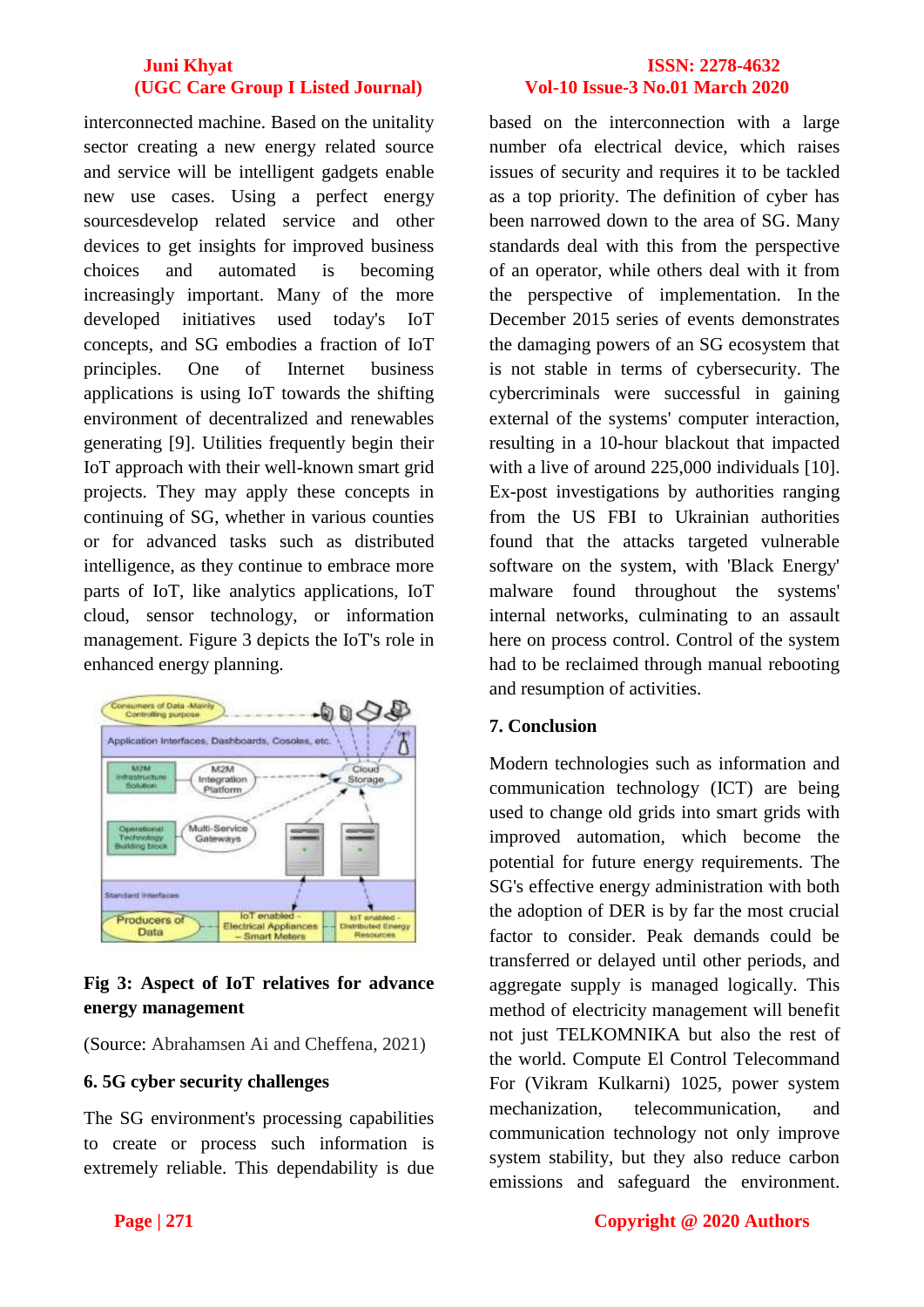interconnected machine. Based on the unitality sector creating a new energy related source and service will be intelligent gadgets enable new use cases. Using a perfect energy sourcesdevelop related service and other devices to get insights for improved business choices and automated is becoming increasingly important. Many of the more developed initiatives used today's IoT concepts, and SG embodies a fraction of IoT principles. One of Internet business applications is using IoT towards the shifting environment of decentralized and renewables generating [9]. Utilities frequently begin their IoT approach with their well-known smart grid projects. They may apply these concepts in continuing of SG, whether in various counties or for advanced tasks such as distributed intelligence, as they continue to embrace more parts of IoT, like analytics applications, IoT cloud, sensor technology, or information management. Figure 3 depicts the IoT's role in enhanced energy planning.

**Fig 3: Aspect of IoT relatives for advance energy management**

(Source: Abrahamsen Ai and Cheffena, 2021)

**6. 5G cyber security challenges**

The SG environment's processing capabilities to create or process such information is extremely reliable. This dependability is due based on the interconnection with a large number ofa electrical device, which raises issues of security and requires it to be tackled as a top priority. The definition of cyber has been narrowed down to the area of SG. Many standards deal with this from the perspective of an operator, while others deal with it from the perspective of implementation. In the December 2015 series of events demonstrates the damaging powers of an SG ecosystem that is not stable in terms of cybersecurity. The cybercriminals were successful in gaining external of the systems' computer interaction, resulting in a 10-hour blackout that impacted with a live of around 225,000 individuals [10]. Ex-post investigations by authorities ranging from the US FBI to Ukrainian authorities found that the attacks targeted vulnerable software on the system, with 'Black Energy' malware found throughout the systems' internal networks, culminating to an assault here on process control. Control of the system had to be reclaimed through manual rebooting and resumption of activities.

**7. Conclusion**

Modern technologies such as information and communication technology (ICT) are being used to change old grids into smart grids with improved automation, which become the potential for future energy requirements. The SG's effective energy administration with both the adoption of DER is by far the most crucial factor to consider. Peak demands could be transferred or delayed until other periods, and aggregate supply is managed logically. This method of electricity management will benefit not just TELKOMNIKA but also the rest of the world. Compute El Control Telecommand For (Vikram Kulkarni) 1025, power system mechanization, telecommunication, and communication technology not only improve system stability, but they also reduce carbon emissions and safeguard the environment.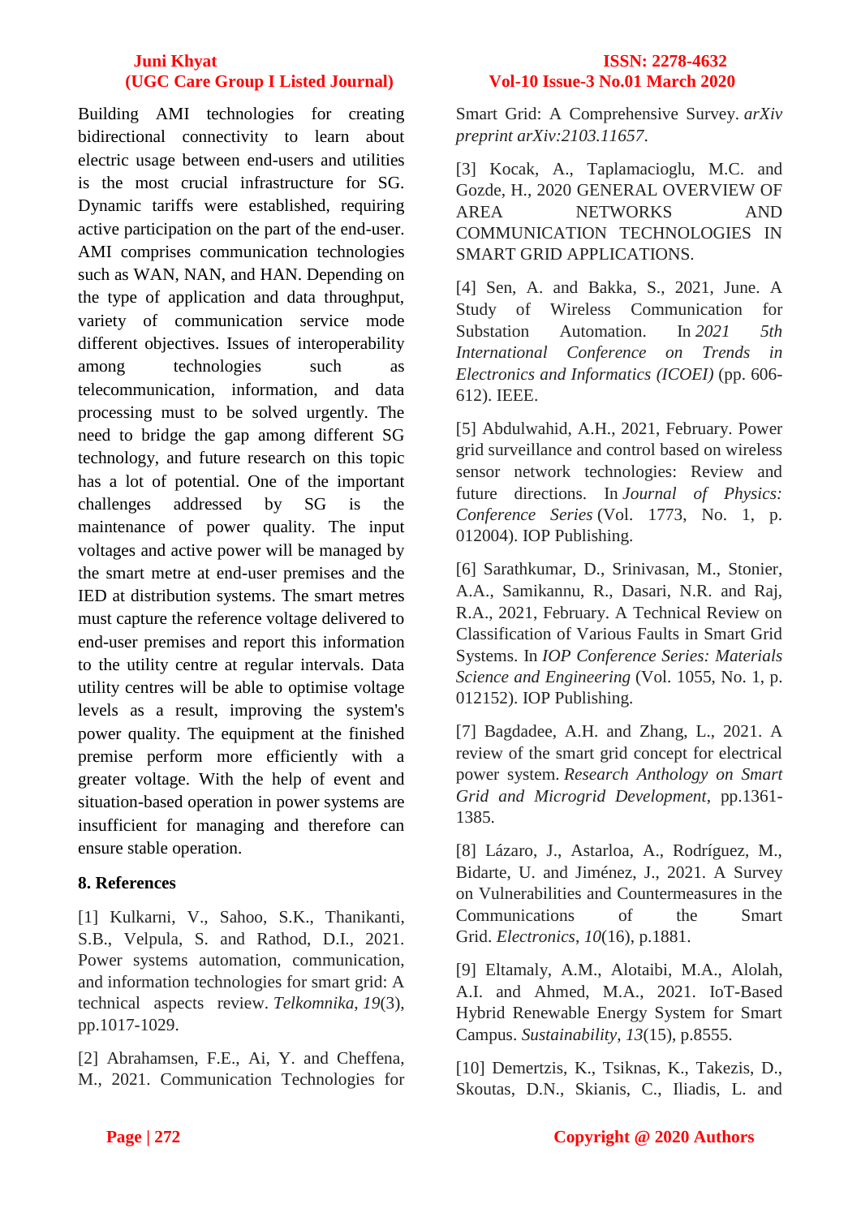Building AMI technologies for creating bidirectional connectivity to learn about electric usage between end-users and utilities is the most crucial infrastructure for SG. Dynamic tariffs were established, requiring active participation on the part of the end-user. AMI comprises communication technologies such as WAN, NAN, and HAN. Depending on the type of application and data throughput, variety of communication service mode different objectives. Issues of interoperability among technologies such as telecommunication, information, and data processing must to be solved urgently. The need to bridge the gap among different SG technology, and future research on this topic has a lot of potential. One of the important challenges addressed by SG is the maintenance of power quality. The input voltages and active power will be managed by the smart metre at end-user premises and the IED at distribution systems. The smart metres must capture the reference voltage delivered to end-user premises and report this information to the utility centre at regular intervals. Data utility centres will be able to optimise voltage levels as a result, improving the system's power quality. The equipment at the finished premise perform more efficiently with a greater voltage. With the help of event and situation-based operation in power systems are insufficient for managing and therefore can ensure stable operation.

## 8. References

[1] Kulkarni, V., Sahoo, S.K., Thanikanti, S.B., Velpula, S. and Rathod, D.I., 2021. Power systems automation, communication, and information technologies for smart grid: A technical aspects review. *Telkomnika*, *19*(3), pp.1017-1029.

[2] Abrahamsen, F.E., Ai, Y. and Cheffena, M., 2021. Communication Technologies for Smart Grid: A Comprehensive Survey. *arXiv preprint arXiv:2103.11657*.

[3] Kocak, A., Taplamacioglu, M.C. and Gozde, H., 2020 GENERAL OVERVIEW OF AREA NETWORKS AND COMMUNICATION TECHNOLOGIES IN SMART GRID APPLICATIONS.

[4] Sen, A. and Bakka, S., 2021, June. A Study of Wireless Communication for Substation Automation. In *2021 5th International Conference on Trends in Electronics and Informatics (ICOEI)* (pp. 606-612). IEEE.

[5] Abdulwahid, A.H., 2021, February. Power grid surveillance and control based on wireless sensor network technologies: Review and future directions. In *Journal of Physics: Conference Series* (Vol. 1773, No. 1, p. 012004). IOP Publishing.

[6] Sarathkumar, D., Srinivasan, M., Stonier, A.A., Samikannu, R., Dasari, N.R. and Raj, R.A., 2021, February. A Technical Review on Classification of Various Faults in Smart Grid Systems. In *IOP Conference Series: Materials Science and Engineering* (Vol. 1055, No. 1, p. 012152). IOP Publishing.

[7] Bagdadee, A.H. and Zhang, L., 2021. A review of the smart grid concept for electrical power system. *Research Anthology on Smart Grid and Microgrid Development*, pp.1361-1385.

[8] Lázaro, J., Astarloa, A., Rodríguez, M., Bidarte, U. and Jiménez, J., 2021. A Survey on Vulnerabilities and Countermeasures in the Communications of the Smart Grid. *Electronics*, *10*(16), p.1881.

[9] Eltamaly, A.M., Alotaibi, M.A., Alolah, A.I. and Ahmed, M.A., 2021. IoT-Based Hybrid Renewable Energy System for Smart Campus. *Sustainability*, *13*(15), p.8555.

[10] Demertzis, K., Tsiknas, K., Takezis, D., Skoutas, D.N., Skianis, C., Iliadis, L. and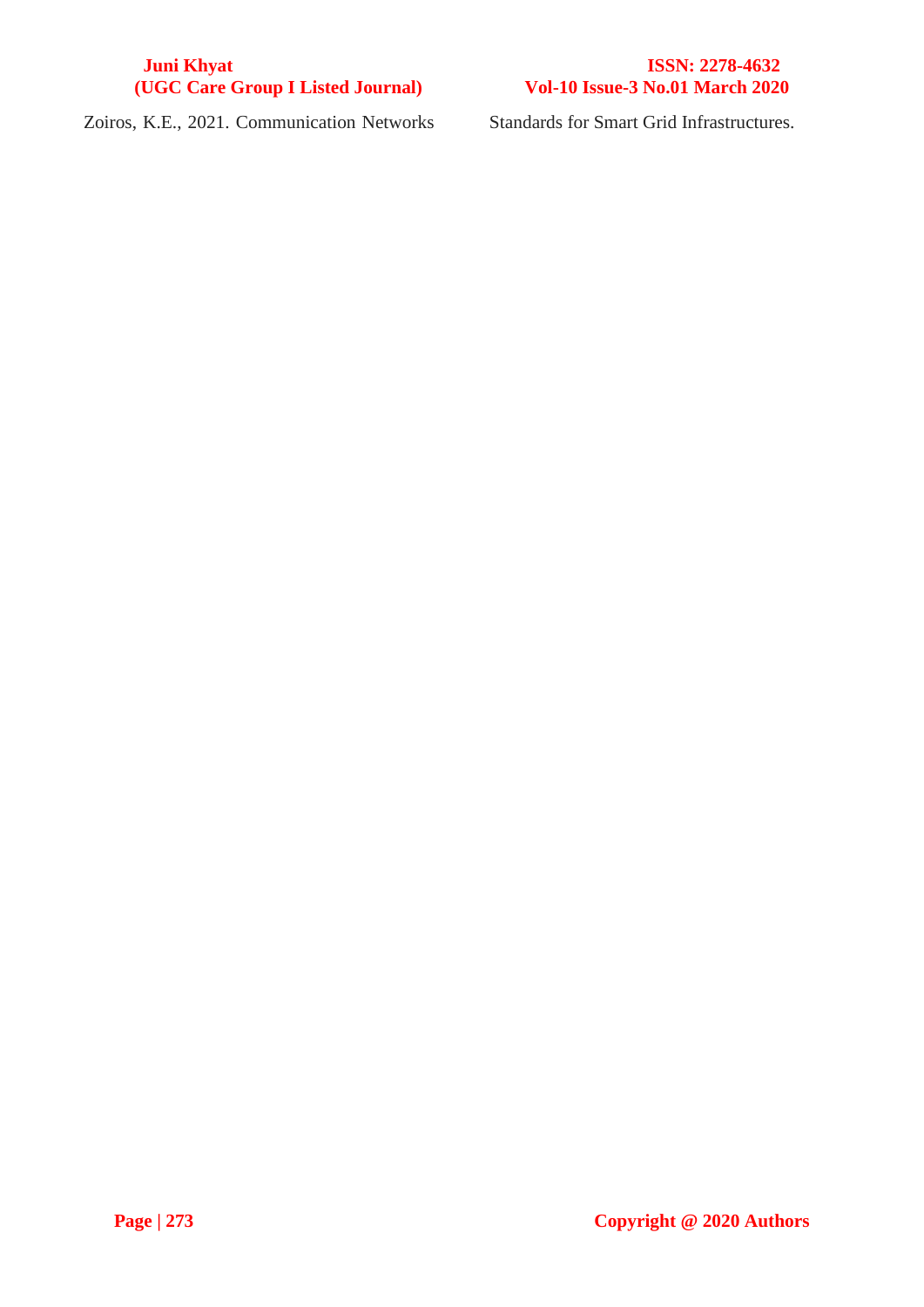Zoiros, K.E., 2021. Communication Networks Standards for Smart Grid Infrastructures.